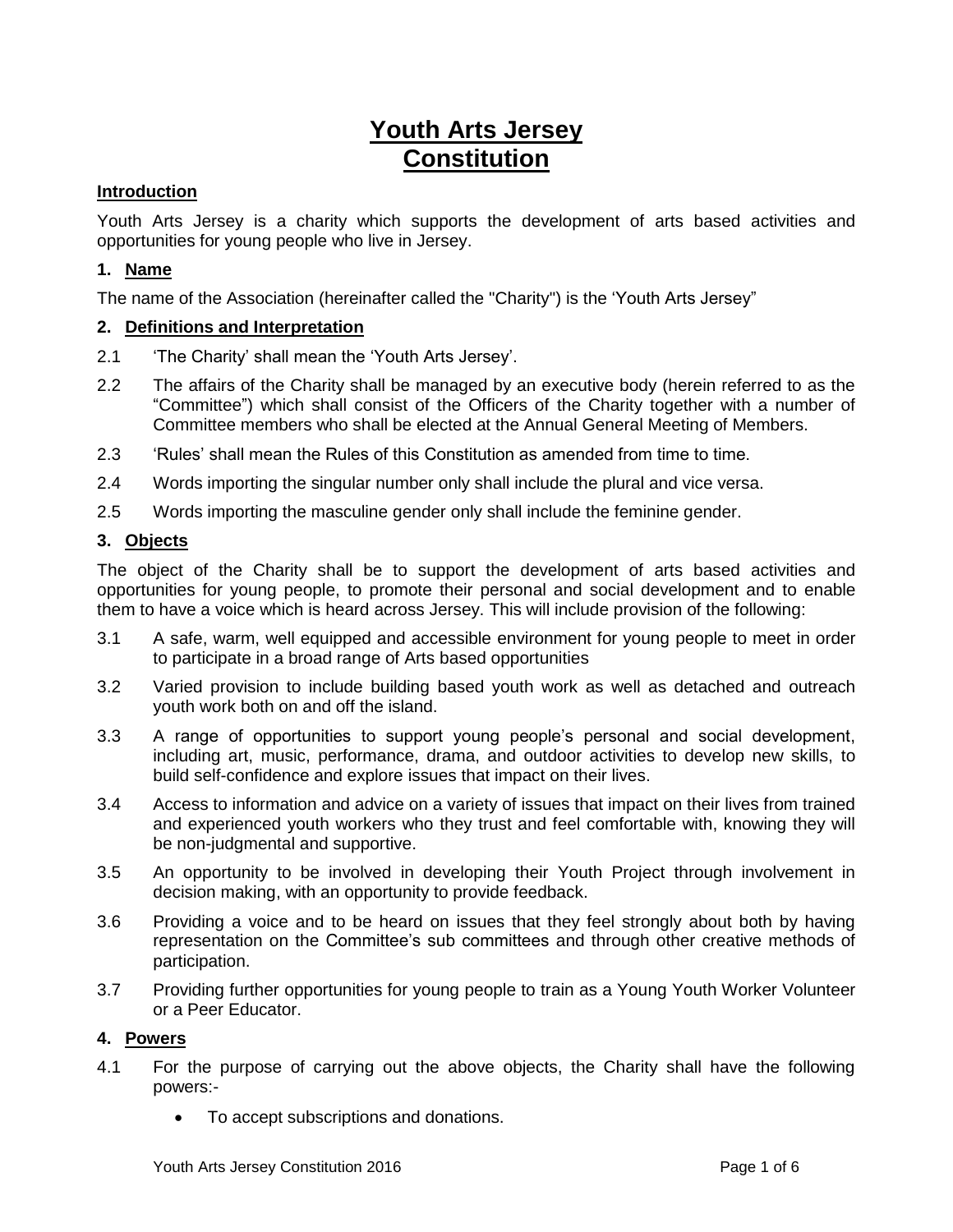# Youth Arts Jersey Constitution

## Introduction

Youth Arts Jersey is a charity which supports the development of arts based activities and opportunities for young people who live in Jersey.

### 1. Name

The name of the Association (hereinafter called the "Charity") is the 'Youth Arts Jersey"

### 2. Definitions and Interpretation

2.1 'The Charity' shall mean the 'Youth Arts Jersey'.

2.2 The affairs of the Charity shall be managed by an executive body (herein referred to as the "Committee") which shall consist of the Officers of the Charity together with a number of Committee members who shall be elected at the Annual General Meeting of Members.

2.3 'Rules' shall mean the Rules of this Constitution as amended from time to time.

2.4 Words importing the singular number only shall include the plural and vice versa.

2.5 Words importing the masculine gender only shall include the feminine gender.

### 3. Objects

The object of the Charity shall be to support the development of arts based activities and opportunities for young people, to promote their personal and social development and to enable them to have a voice which is heard across Jersey. This will include provision of the following:

3.1 A safe, warm, well equipped and accessible environment for young people to meet in order to participate in a broad range of Arts based opportunities

3.2 Varied provision to include building based youth work as well as detached and outreach youth work both on and off the island.

3.3 A range of opportunities to support young people's personal and social development, including art, music, performance, drama, and outdoor activities to develop new skills, to build self-confidence and explore issues that impact on their lives.

3.4 Access to information and advice on a variety of issues that impact on their lives from trained and experienced youth workers who they trust and feel comfortable with, knowing they will be non-judgmental and supportive.

3.5 An opportunity to be involved in developing their Youth Project through involvement in decision making, with an opportunity to provide feedback.

3.6 Providing a voice and to be heard on issues that they feel strongly about both by having representation on the Committee's sub committees and through other creative methods of participation.

3.7 Providing further opportunities for young people to train as a Young Youth Worker Volunteer or a Peer Educator.

### 4. Powers

4.1 For the purpose of carrying out the above objects, the Charity shall have the following powers:-

- To accept subscriptions and donations.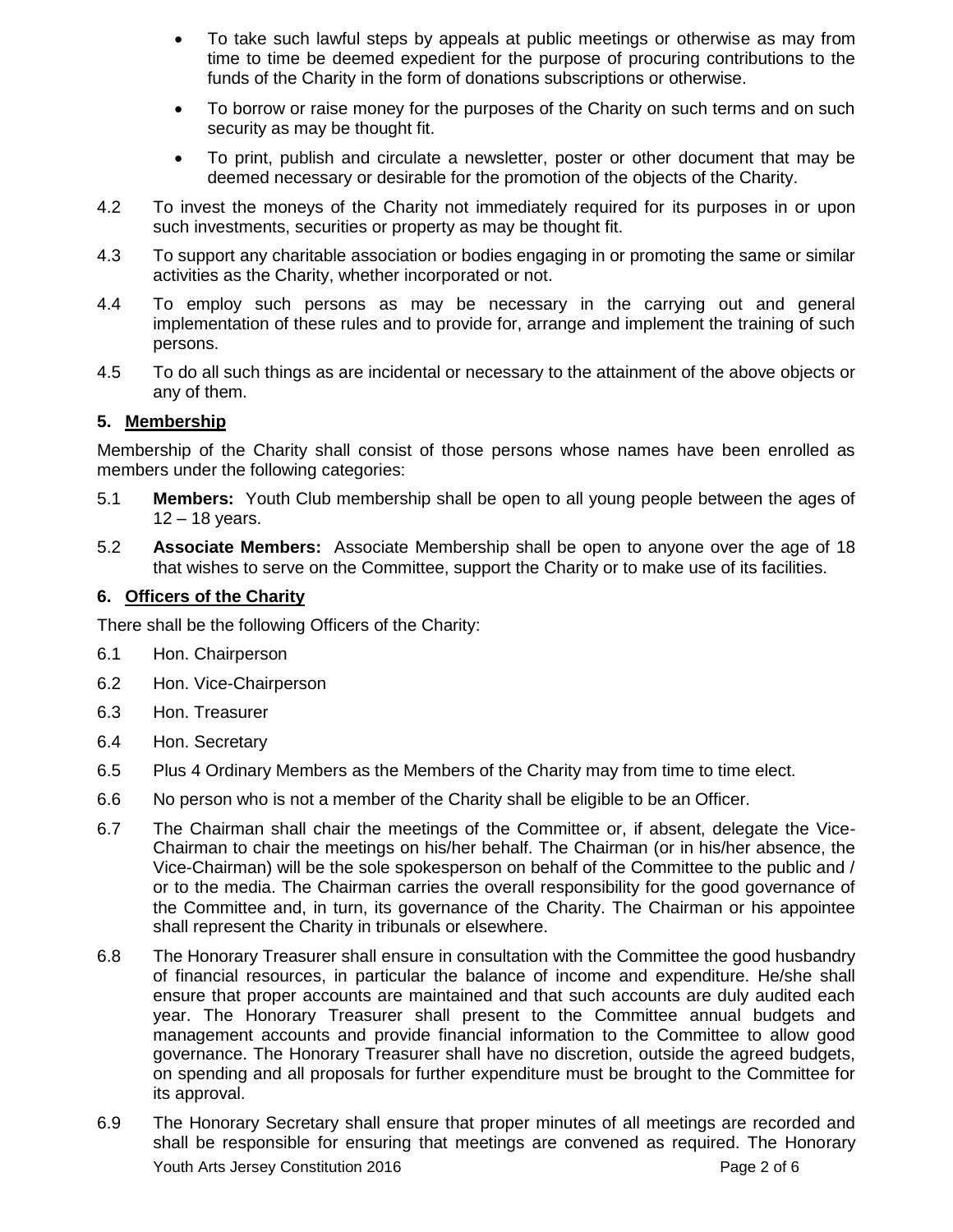- To take such lawful steps by appeals at public meetings or otherwise as may from time to time be deemed expedient for the purpose of procuring contributions to the funds of the Charity in the form of donations subscriptions or otherwise.
- To borrow or raise money for the purposes of the Charity on such terms and on such security as may be thought fit.
- To print, publish and circulate a newsletter, poster or other document that may be deemed necessary or desirable for the promotion of the objects of the Charity.

4.2 To invest the moneys of the Charity not immediately required for its purposes in or upon such investments, securities or property as may be thought fit.

4.3 To support any charitable association or bodies engaging in or promoting the same or similar activities as the Charity, whether incorporated or not.

4.4 To employ such persons as may be necessary in the carrying out and general implementation of these rules and to provide for, arrange and implement the training of such persons.

4.5 To do all such things as are incidental or necessary to the attainment of the above objects or any of them.

## 5. Membership

Membership of the Charity shall consist of those persons whose names have been enrolled as members under the following categories:

5.1 **Members:** Youth Club membership shall be open to all young people between the ages of 12 – 18 years.

5.2 **Associate Members:** Associate Membership shall be open to anyone over the age of 18 that wishes to serve on the Committee, support the Charity or to make use of its facilities.

## 6. Officers of the Charity

There shall be the following Officers of the Charity:

6.1 Hon. Chairperson

6.2 Hon. Vice-Chairperson

6.3 Hon. Treasurer

6.4 Hon. Secretary

6.5 Plus 4 Ordinary Members as the Members of the Charity may from time to time elect.

6.6 No person who is not a member of the Charity shall be eligible to be an Officer.

6.7 The Chairman shall chair the meetings of the Committee or, if absent, delegate the Vice-Chairman to chair the meetings on his/her behalf. The Chairman (or in his/her absence, the Vice-Chairman) will be the sole spokesperson on behalf of the Committee to the public and / or to the media. The Chairman carries the overall responsibility for the good governance of the Committee and, in turn, its governance of the Charity. The Chairman or his appointee shall represent the Charity in tribunals or elsewhere.

6.8 The Honorary Treasurer shall ensure in consultation with the Committee the good husbandry of financial resources, in particular the balance of income and expenditure. He/she shall ensure that proper accounts are maintained and that such accounts are duly audited each year. The Honorary Treasurer shall present to the Committee annual budgets and management accounts and provide financial information to the Committee to allow good governance. The Honorary Treasurer shall have no discretion, outside the agreed budgets, on spending and all proposals for further expenditure must be brought to the Committee for its approval.

6.9 The Honorary Secretary shall ensure that proper minutes of all meetings are recorded and shall be responsible for ensuring that meetings are convened as required. The Honorary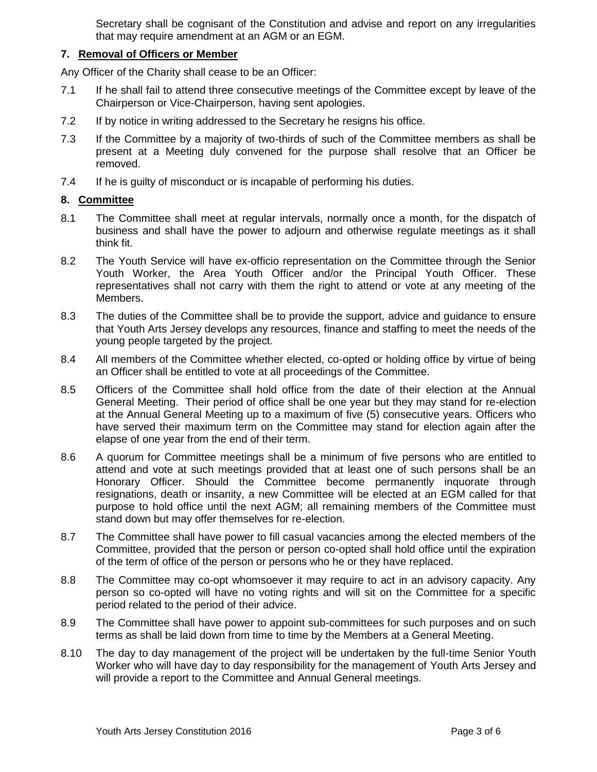Secretary shall be cognisant of the Constitution and advise and report on any irregularities that may require amendment at an AGM or an EGM.

## 7. Removal of Officers or Member

Any Officer of the Charity shall cease to be an Officer:

7.1 If he shall fail to attend three consecutive meetings of the Committee except by leave of the Chairperson or Vice-Chairperson, having sent apologies.

7.2 If by notice in writing addressed to the Secretary he resigns his office.

7.3 If the Committee by a majority of two-thirds of such of the Committee members as shall be present at a Meeting duly convened for the purpose shall resolve that an Officer be removed.

7.4 If he is guilty of misconduct or is incapable of performing his duties.

## 8. Committee

8.1 The Committee shall meet at regular intervals, normally once a month, for the dispatch of business and shall have the power to adjourn and otherwise regulate meetings as it shall think fit.

8.2 The Youth Service will have ex-officio representation on the Committee through the Senior Youth Worker, the Area Youth Officer and/or the Principal Youth Officer. These representatives shall not carry with them the right to attend or vote at any meeting of the Members.

8.3 The duties of the Committee shall be to provide the support, advice and guidance to ensure that Youth Arts Jersey develops any resources, finance and staffing to meet the needs of the young people targeted by the project.

8.4 All members of the Committee whether elected, co-opted or holding office by virtue of being an Officer shall be entitled to vote at all proceedings of the Committee.

8.5 Officers of the Committee shall hold office from the date of their election at the Annual General Meeting. Their period of office shall be one year but they may stand for re-election at the Annual General Meeting up to a maximum of five (5) consecutive years. Officers who have served their maximum term on the Committee may stand for election again after the elapse of one year from the end of their term.

8.6 A quorum for Committee meetings shall be a minimum of five persons who are entitled to attend and vote at such meetings provided that at least one of such persons shall be an Honorary Officer. Should the Committee become permanently inquorate through resignations, death or insanity, a new Committee will be elected at an EGM called for that purpose to hold office until the next AGM; all remaining members of the Committee must stand down but may offer themselves for re-election.

8.7 The Committee shall have power to fill casual vacancies among the elected members of the Committee, provided that the person or person co-opted shall hold office until the expiration of the term of office of the person or persons who he or they have replaced.

8.8 The Committee may co-opt whomsoever it may require to act in an advisory capacity. Any person so co-opted will have no voting rights and will sit on the Committee for a specific period related to the period of their advice.

8.9 The Committee shall have power to appoint sub-committees for such purposes and on such terms as shall be laid down from time to time by the Members at a General Meeting.

8.10 The day to day management of the project will be undertaken by the full-time Senior Youth Worker who will have day to day responsibility for the management of Youth Arts Jersey and will provide a report to the Committee and Annual General meetings.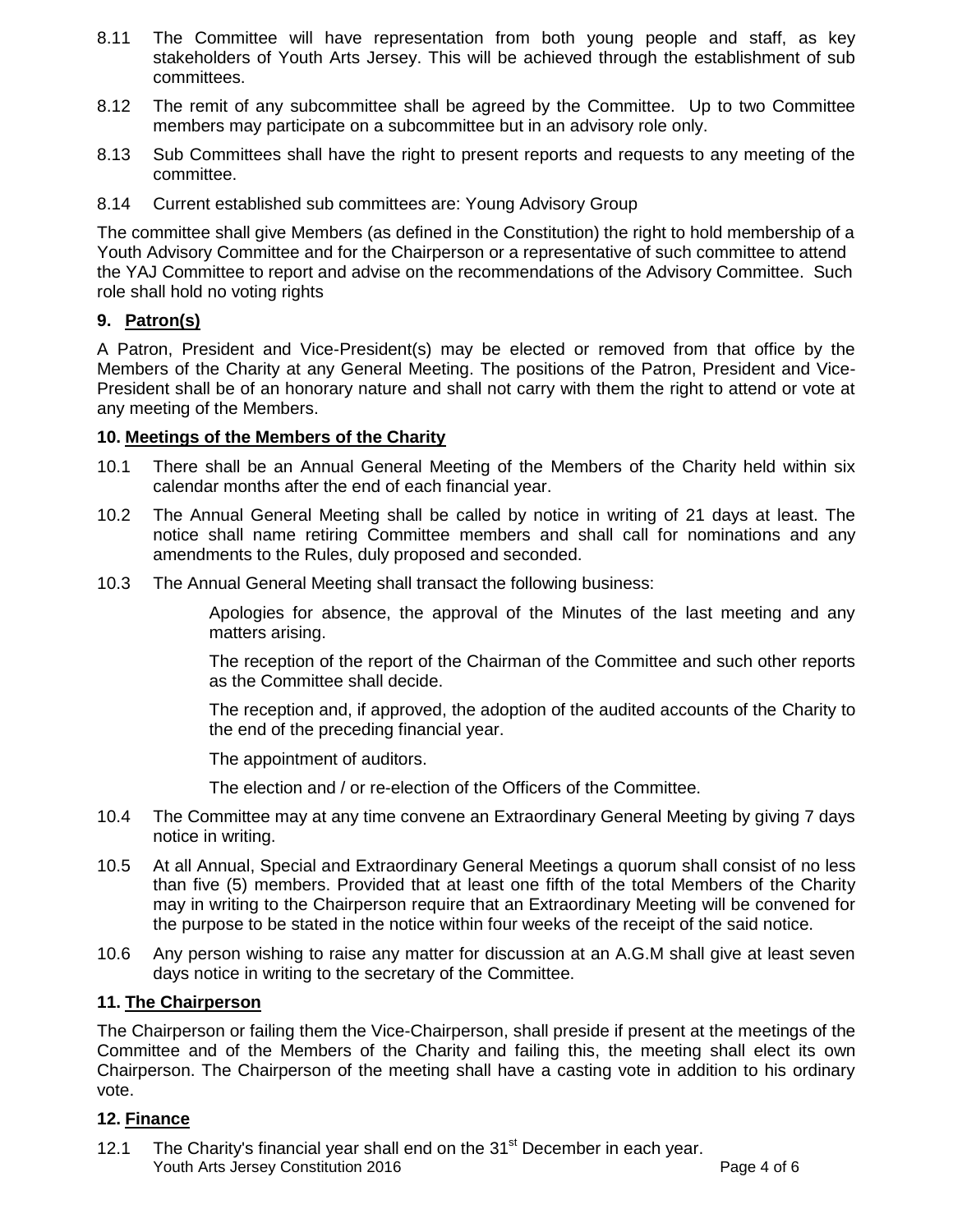8.11 The Committee will have representation from both young people and staff, as key stakeholders of Youth Arts Jersey. This will be achieved through the establishment of sub committees.

8.12 The remit of any subcommittee shall be agreed by the Committee. Up to two Committee members may participate on a subcommittee but in an advisory role only.

8.13 Sub Committees shall have the right to present reports and requests to any meeting of the committee.

8.14 Current established sub committees are: Young Advisory Group

The committee shall give Members (as defined in the Constitution) the right to hold membership of a Youth Advisory Committee and for the Chairperson or a representative of such committee to attend the YAJ Committee to report and advise on the recommendations of the Advisory Committee. Such role shall hold no voting rights

## 9. Patron(s)

A Patron, President and Vice-President(s) may be elected or removed from that office by the Members of the Charity at any General Meeting. The positions of the Patron, President and Vice-President shall be of an honorary nature and shall not carry with them the right to attend or vote at any meeting of the Members.

## 10. Meetings of the Members of the Charity

10.1 There shall be an Annual General Meeting of the Members of the Charity held within six calendar months after the end of each financial year.

10.2 The Annual General Meeting shall be called by notice in writing of 21 days at least. The notice shall name retiring Committee members and shall call for nominations and any amendments to the Rules, duly proposed and seconded.

10.3 The Annual General Meeting shall transact the following business:

Apologies for absence, the approval of the Minutes of the last meeting and any matters arising.

The reception of the report of the Chairman of the Committee and such other reports as the Committee shall decide.

The reception and, if approved, the adoption of the audited accounts of the Charity to the end of the preceding financial year.

The appointment of auditors.

The election and / or re-election of the Officers of the Committee.

10.4 The Committee may at any time convene an Extraordinary General Meeting by giving 7 days notice in writing.

10.5 At all Annual, Special and Extraordinary General Meetings a quorum shall consist of no less than five (5) members. Provided that at least one fifth of the total Members of the Charity may in writing to the Chairperson require that an Extraordinary Meeting will be convened for the purpose to be stated in the notice within four weeks of the receipt of the said notice.

10.6 Any person wishing to raise any matter for discussion at an A.G.M shall give at least seven days notice in writing to the secretary of the Committee.

## 11. The Chairperson

The Chairperson or failing them the Vice-Chairperson, shall preside if present at the meetings of the Committee and of the Members of the Charity and failing this, the meeting shall elect its own Chairperson. The Chairperson of the meeting shall have a casting vote in addition to his ordinary vote.

## 12. Finance

12.1 The Charity's financial year shall end on the 31st December in each year.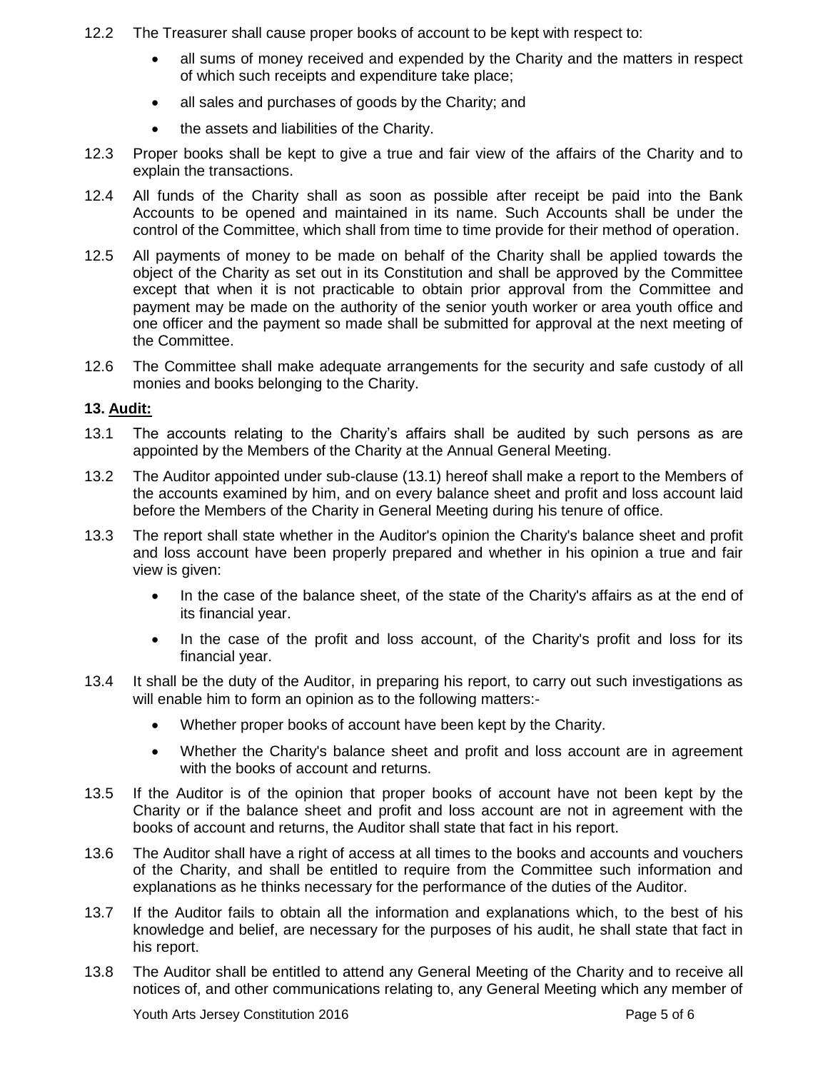12.2 The Treasurer shall cause proper books of account to be kept with respect to:

- all sums of money received and expended by the Charity and the matters in respect of which such receipts and expenditure take place;
- all sales and purchases of goods by the Charity; and
- the assets and liabilities of the Charity.

12.3 Proper books shall be kept to give a true and fair view of the affairs of the Charity and to explain the transactions.

12.4 All funds of the Charity shall as soon as possible after receipt be paid into the Bank Accounts to be opened and maintained in its name. Such Accounts shall be under the control of the Committee, which shall from time to time provide for their method of operation.

12.5 All payments of money to be made on behalf of the Charity shall be applied towards the object of the Charity as set out in its Constitution and shall be approved by the Committee except that when it is not practicable to obtain prior approval from the Committee and payment may be made on the authority of the senior youth worker or area youth office and one officer and the payment so made shall be submitted for approval at the next meeting of the Committee.

12.6 The Committee shall make adequate arrangements for the security and safe custody of all monies and books belonging to the Charity.

**13. <u>Audit:</u>**

13.1 The accounts relating to the Charity's affairs shall be audited by such persons as are appointed by the Members of the Charity at the Annual General Meeting.

13.2 The Auditor appointed under sub-clause (13.1) hereof shall make a report to the Members of the accounts examined by him, and on every balance sheet and profit and loss account laid before the Members of the Charity in General Meeting during his tenure of office.

13.3 The report shall state whether in the Auditor's opinion the Charity's balance sheet and profit and loss account have been properly prepared and whether in his opinion a true and fair view is given:

- In the case of the balance sheet, of the state of the Charity's affairs as at the end of its financial year.
- In the case of the profit and loss account, of the Charity's profit and loss for its financial year.

13.4 It shall be the duty of the Auditor, in preparing his report, to carry out such investigations as will enable him to form an opinion as to the following matters:-

- Whether proper books of account have been kept by the Charity.
- Whether the Charity's balance sheet and profit and loss account are in agreement with the books of account and returns.

13.5 If the Auditor is of the opinion that proper books of account have not been kept by the Charity or if the balance sheet and profit and loss account are not in agreement with the books of account and returns, the Auditor shall state that fact in his report.

13.6 The Auditor shall have a right of access at all times to the books and accounts and vouchers of the Charity, and shall be entitled to require from the Committee such information and explanations as he thinks necessary for the performance of the duties of the Auditor.

13.7 If the Auditor fails to obtain all the information and explanations which, to the best of his knowledge and belief, are necessary for the purposes of his audit, he shall state that fact in his report.

13.8 The Auditor shall be entitled to attend any General Meeting of the Charity and to receive all notices of, and other communications relating to, any General Meeting which any member of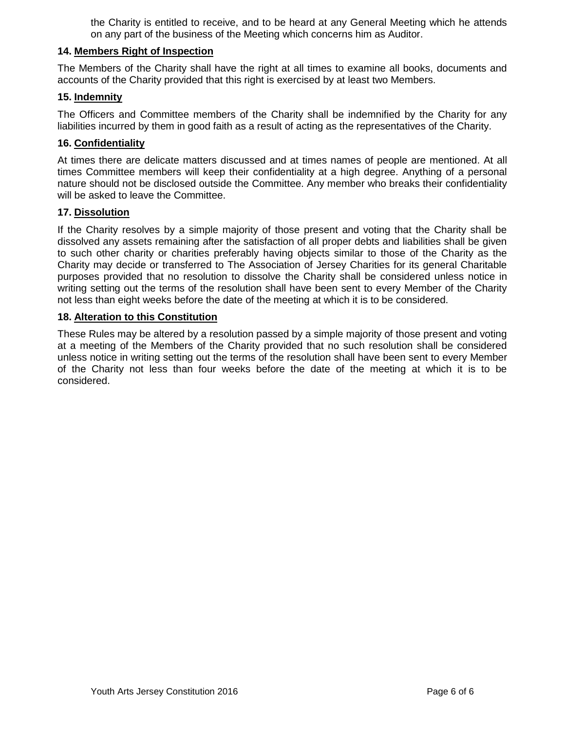the Charity is entitled to receive, and to be heard at any General Meeting which he attends on any part of the business of the Meeting which concerns him as Auditor.

### 14. Members Right of Inspection

The Members of the Charity shall have the right at all times to examine all books, documents and accounts of the Charity provided that this right is exercised by at least two Members.

### 15. Indemnity

The Officers and Committee members of the Charity shall be indemnified by the Charity for any liabilities incurred by them in good faith as a result of acting as the representatives of the Charity.

### 16. Confidentiality

At times there are delicate matters discussed and at times names of people are mentioned. At all times Committee members will keep their confidentiality at a high degree. Anything of a personal nature should not be disclosed outside the Committee. Any member who breaks their confidentiality will be asked to leave the Committee.

### 17. Dissolution

If the Charity resolves by a simple majority of those present and voting that the Charity shall be dissolved any assets remaining after the satisfaction of all proper debts and liabilities shall be given to such other charity or charities preferably having objects similar to those of the Charity as the Charity may decide or transferred to The Association of Jersey Charities for its general Charitable purposes provided that no resolution to dissolve the Charity shall be considered unless notice in writing setting out the terms of the resolution shall have been sent to every Member of the Charity not less than eight weeks before the date of the meeting at which it is to be considered.

### 18. Alteration to this Constitution

These Rules may be altered by a resolution passed by a simple majority of those present and voting at a meeting of the Members of the Charity provided that no such resolution shall be considered unless notice in writing setting out the terms of the resolution shall have been sent to every Member of the Charity not less than four weeks before the date of the meeting at which it is to be considered.